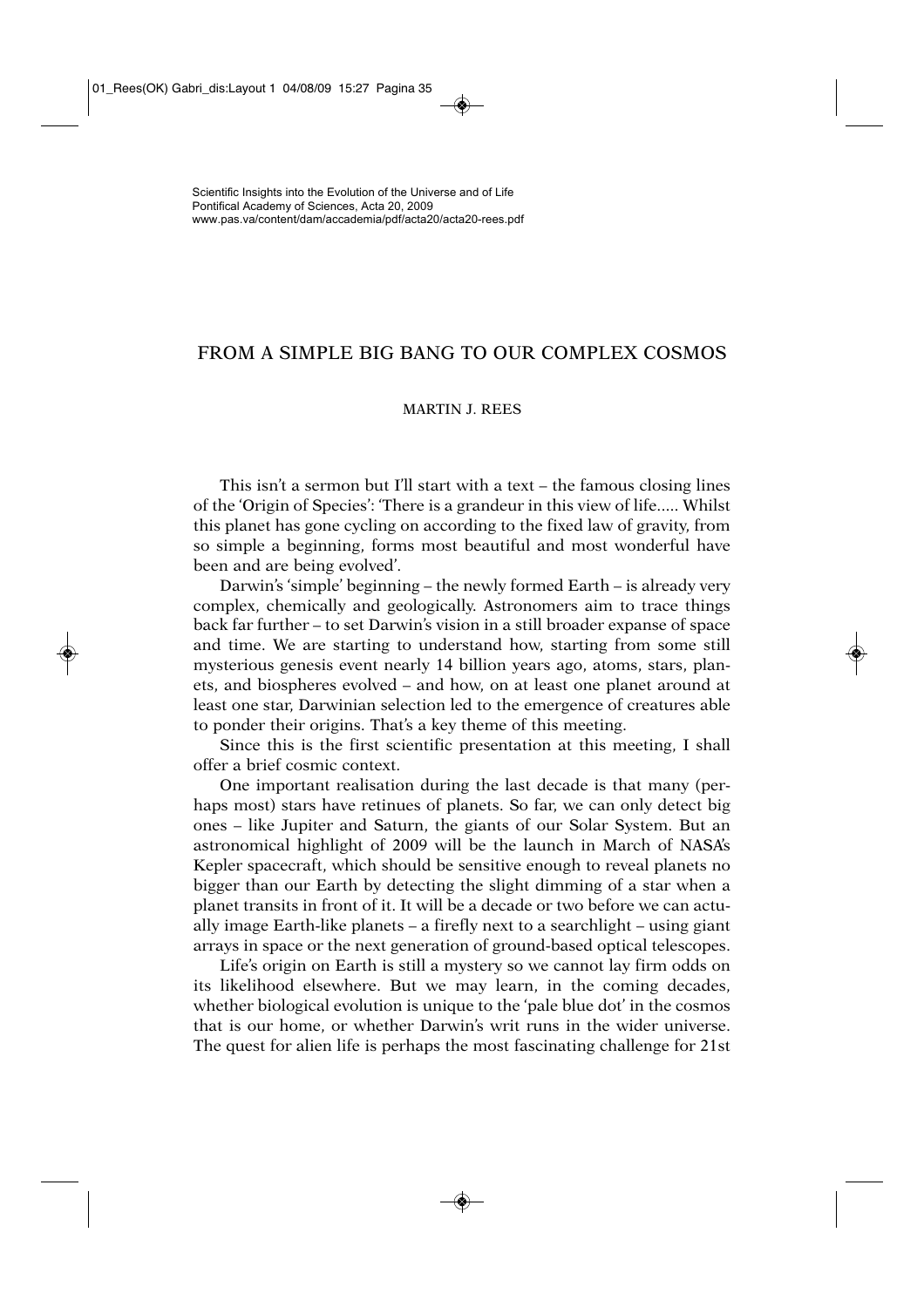Scientific Insights into the Evolution of the Universe and of Life
Pontifical Academy of Sciences, Acta 20, 2009
www.pas.va/content/dam/accademia/pdf/acta20/acta20-rees.pdf

# FROM A SIMPLE BIG BANG TO OUR COMPLEX COSMOS

MARTIN J. REES

This isn't a sermon but I'll start with a text – the famous closing lines of the 'Origin of Species': 'There is a grandeur in this view of life..... Whilst this planet has gone cycling on according to the fixed law of gravity, from so simple a beginning, forms most beautiful and most wonderful have been and are being evolved'.

Darwin's 'simple' beginning – the newly formed Earth – is already very complex, chemically and geologically. Astronomers aim to trace things back far further – to set Darwin's vision in a still broader expanse of space and time. We are starting to understand how, starting from some still mysterious genesis event nearly 14 billion years ago, atoms, stars, planets, and biospheres evolved – and how, on at least one planet around at least one star, Darwinian selection led to the emergence of creatures able to ponder their origins. That's a key theme of this meeting.

Since this is the first scientific presentation at this meeting, I shall offer a brief cosmic context.

One important realisation during the last decade is that many (perhaps most) stars have retinues of planets. So far, we can only detect big ones – like Jupiter and Saturn, the giants of our Solar System. But an astronomical highlight of 2009 will be the launch in March of NASA's Kepler spacecraft, which should be sensitive enough to reveal planets no bigger than our Earth by detecting the slight dimming of a star when a planet transits in front of it. It will be a decade or two before we can actually image Earth-like planets – a firefly next to a searchlight – using giant arrays in space or the next generation of ground-based optical telescopes.

Life's origin on Earth is still a mystery so we cannot lay firm odds on its likelihood elsewhere. But we may learn, in the coming decades, whether biological evolution is unique to the 'pale blue dot' in the cosmos that is our home, or whether Darwin's writ runs in the wider universe. The quest for alien life is perhaps the most fascinating challenge for 21st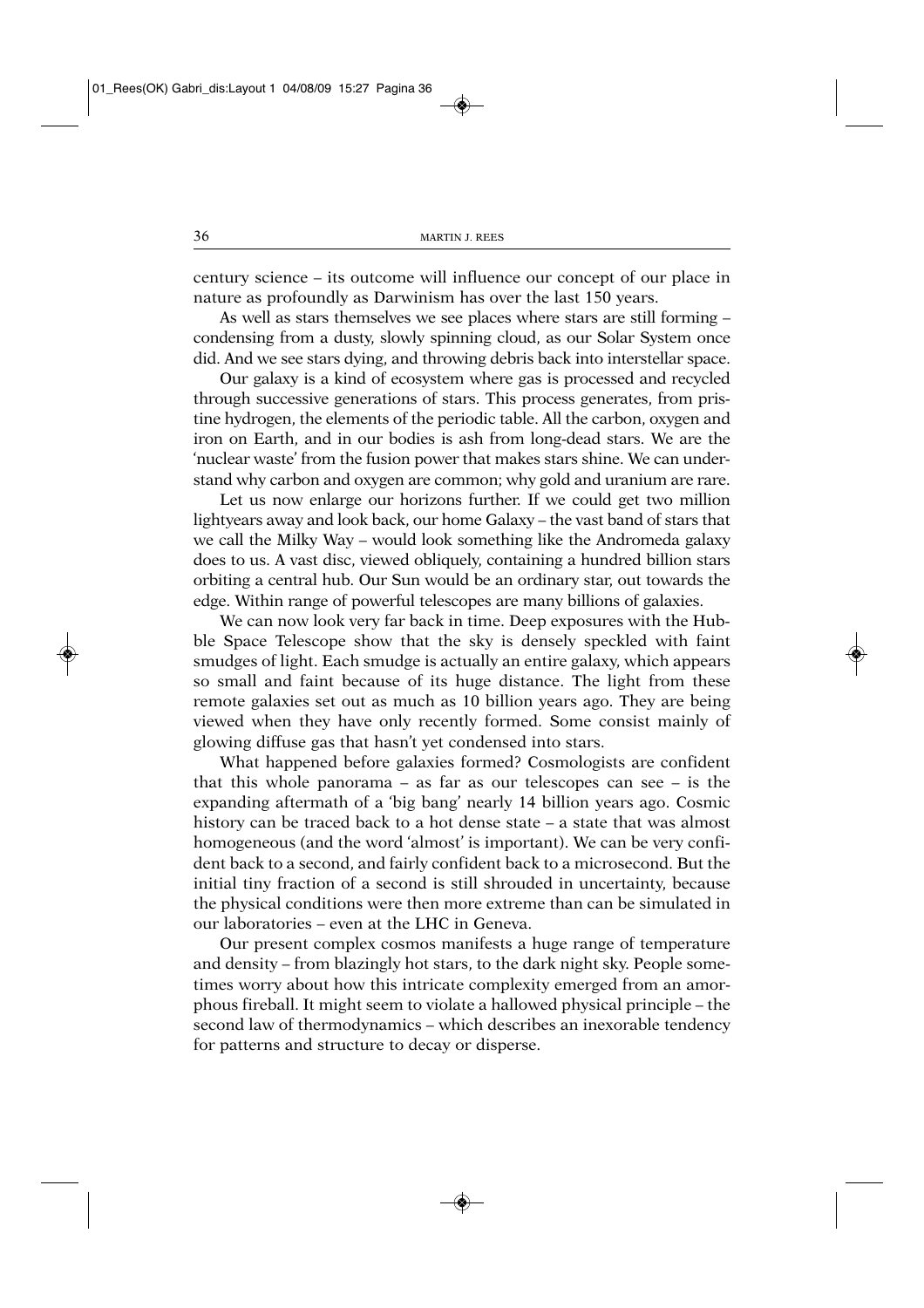century science – its outcome will influence our concept of our place in nature as profoundly as Darwinism has over the last 150 years.

As well as stars themselves we see places where stars are still forming – condensing from a dusty, slowly spinning cloud, as our Solar System once did. And we see stars dying, and throwing debris back into interstellar space.

Our galaxy is a kind of ecosystem where gas is processed and recycled through successive generations of stars. This process generates, from pristine hydrogen, the elements of the periodic table. All the carbon, oxygen and iron on Earth, and in our bodies is ash from long-dead stars. We are the 'nuclear waste' from the fusion power that makes stars shine. We can understand why carbon and oxygen are common; why gold and uranium are rare.

Let us now enlarge our horizons further. If we could get two million lightyears away and look back, our home Galaxy – the vast band of stars that we call the Milky Way – would look something like the Andromeda galaxy does to us. A vast disc, viewed obliquely, containing a hundred billion stars orbiting a central hub. Our Sun would be an ordinary star, out towards the edge. Within range of powerful telescopes are many billions of galaxies.

We can now look very far back in time. Deep exposures with the Hubble Space Telescope show that the sky is densely speckled with faint smudges of light. Each smudge is actually an entire galaxy, which appears so small and faint because of its huge distance. The light from these remote galaxies set out as much as 10 billion years ago. They are being viewed when they have only recently formed. Some consist mainly of glowing diffuse gas that hasn't yet condensed into stars.

What happened before galaxies formed? Cosmologists are confident that this whole panorama – as far as our telescopes can see – is the expanding aftermath of a 'big bang' nearly 14 billion years ago. Cosmic history can be traced back to a hot dense state – a state that was almost homogeneous (and the word 'almost' is important). We can be very confident back to a second, and fairly confident back to a microsecond. But the initial tiny fraction of a second is still shrouded in uncertainty, because the physical conditions were then more extreme than can be simulated in our laboratories – even at the LHC in Geneva.

Our present complex cosmos manifests a huge range of temperature and density – from blazingly hot stars, to the dark night sky. People sometimes worry about how this intricate complexity emerged from an amorphous fireball. It might seem to violate a hallowed physical principle – the second law of thermodynamics – which describes an inexorable tendency for patterns and structure to decay or disperse.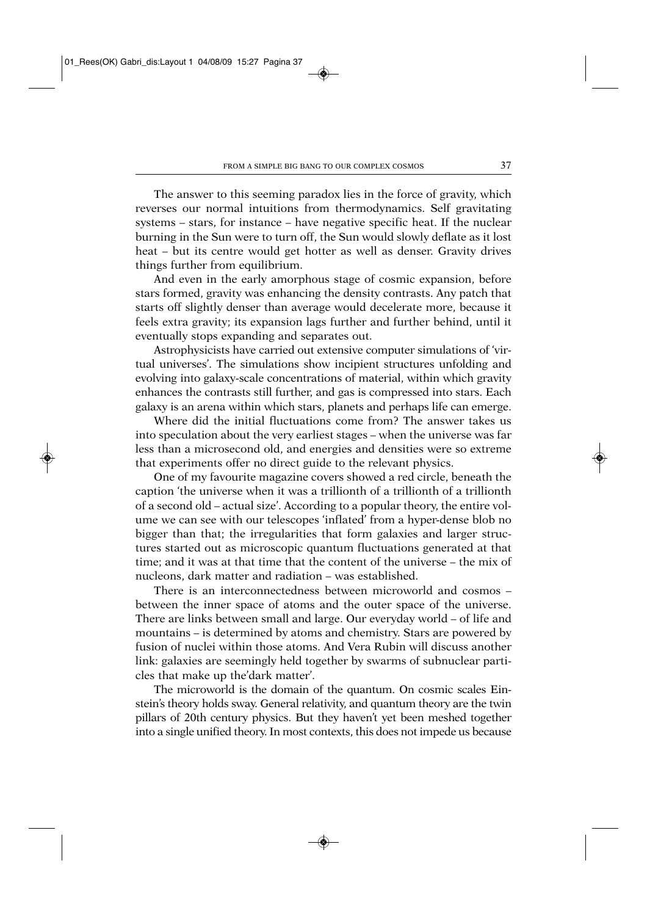The answer to this seeming paradox lies in the force of gravity, which reverses our normal intuitions from thermodynamics. Self gravitating systems – stars, for instance – have negative specific heat. If the nuclear burning in the Sun were to turn off, the Sun would slowly deflate as it lost heat – but its centre would get hotter as well as denser. Gravity drives things further from equilibrium.

And even in the early amorphous stage of cosmic expansion, before stars formed, gravity was enhancing the density contrasts. Any patch that starts off slightly denser than average would decelerate more, because it feels extra gravity; its expansion lags further and further behind, until it eventually stops expanding and separates out.

Astrophysicists have carried out extensive computer simulations of 'virtual universes'. The simulations show incipient structures unfolding and evolving into galaxy-scale concentrations of material, within which gravity enhances the contrasts still further, and gas is compressed into stars. Each galaxy is an arena within which stars, planets and perhaps life can emerge.

Where did the initial fluctuations come from? The answer takes us into speculation about the very earliest stages – when the universe was far less than a microsecond old, and energies and densities were so extreme that experiments offer no direct guide to the relevant physics.

One of my favourite magazine covers showed a red circle, beneath the caption 'the universe when it was a trillionth of a trillionth of a trillionth of a second old – actual size'. According to a popular theory, the entire volume we can see with our telescopes 'inflated' from a hyper-dense blob no bigger than that; the irregularities that form galaxies and larger structures started out as microscopic quantum fluctuations generated at that time; and it was at that time that the content of the universe – the mix of nucleons, dark matter and radiation – was established.

There is an interconnectedness between microworld and cosmos – between the inner space of atoms and the outer space of the universe. There are links between small and large. Our everyday world – of life and mountains – is determined by atoms and chemistry. Stars are powered by fusion of nuclei within those atoms. And Vera Rubin will discuss another link: galaxies are seemingly held together by swarms of subnuclear particles that make up the'dark matter'.

The microworld is the domain of the quantum. On cosmic scales Einstein's theory holds sway. General relativity, and quantum theory are the twin pillars of 20th century physics. But they haven't yet been meshed together into a single unified theory. In most contexts, this does not impede us because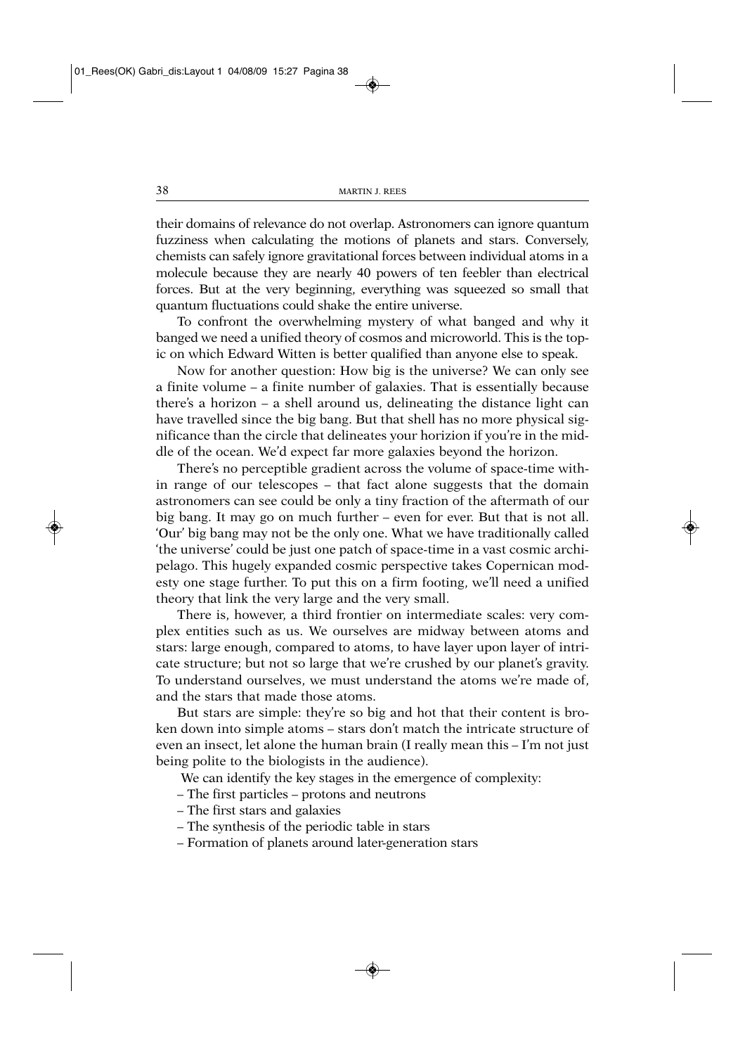their domains of relevance do not overlap. Astronomers can ignore quantum fuzziness when calculating the motions of planets and stars. Conversely, chemists can safely ignore gravitational forces between individual atoms in a molecule because they are nearly 40 powers of ten feebler than electrical forces. But at the very beginning, everything was squeezed so small that quantum fluctuations could shake the entire universe.

To confront the overwhelming mystery of what banged and why it banged we need a unified theory of cosmos and microworld. This is the topic on which Edward Witten is better qualified than anyone else to speak.

Now for another question: How big is the universe? We can only see a finite volume – a finite number of galaxies. That is essentially because there's a horizon – a shell around us, delineating the distance light can have travelled since the big bang. But that shell has no more physical significance than the circle that delineates your horizon if you're in the middle of the ocean. We'd expect far more galaxies beyond the horizon.

There's no perceptible gradient across the volume of space-time within range of our telescopes – that fact alone suggests that the domain astronomers can see could be only a tiny fraction of the aftermath of our big bang. It may go on much further – even for ever. But that is not all. 'Our' big bang may not be the only one. What we have traditionally called 'the universe' could be just one patch of space-time in a vast cosmic archipelago. This hugely expanded cosmic perspective takes Copernican modesty one stage further. To put this on a firm footing, we'll need a unified theory that link the very large and the very small.

There is, however, a third frontier on intermediate scales: very complex entities such as us. We ourselves are midway between atoms and stars: large enough, compared to atoms, to have layer upon layer of intricate structure; but not so large that we're crushed by our planet's gravity. To understand ourselves, we must understand the atoms we're made of, and the stars that made those atoms.

But stars are simple: they're so big and hot that their content is broken down into simple atoms – stars don't match the intricate structure of even an insect, let alone the human brain (I really mean this – I'm not just being polite to the biologists in the audience).

We can identify the key stages in the emergence of complexity:

– The first particles – protons and neutrons
– The first stars and galaxies
– The synthesis of the periodic table in stars
– Formation of planets around later-generation stars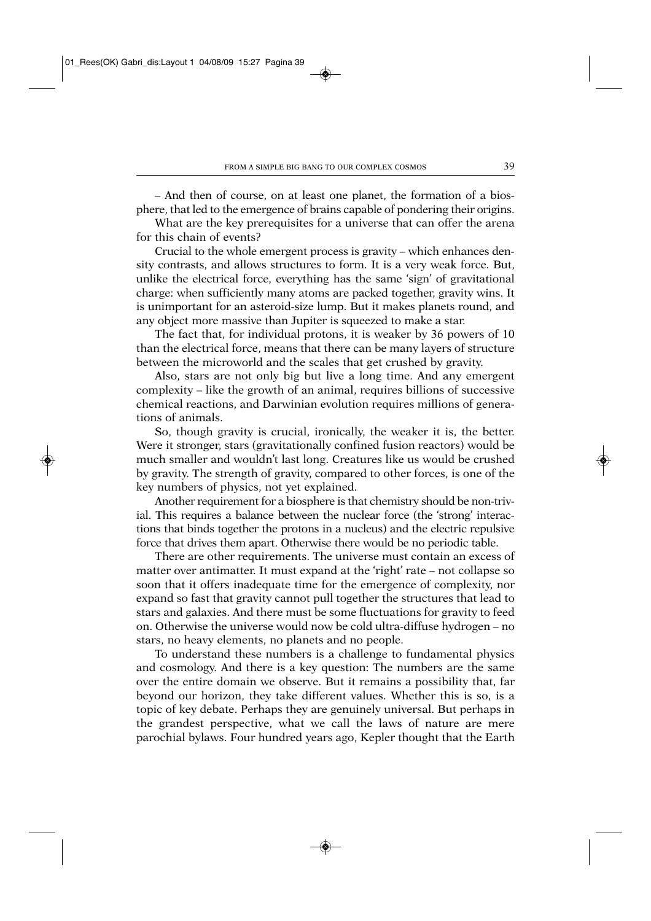– And then of course, on at least one planet, the formation of a biosphere, that led to the emergence of brains capable of pondering their origins.

What are the key prerequisites for a universe that can offer the arena for this chain of events?

Crucial to the whole emergent process is gravity – which enhances density contrasts, and allows structures to form. It is a very weak force. But, unlike the electrical force, everything has the same 'sign' of gravitational charge: when sufficiently many atoms are packed together, gravity wins. It is unimportant for an asteroid-size lump. But it makes planets round, and any object more massive than Jupiter is squeezed to make a star.

The fact that, for individual protons, it is weaker by 36 powers of 10 than the electrical force, means that there can be many layers of structure between the microworld and the scales that get crushed by gravity.

Also, stars are not only big but live a long time. And any emergent complexity – like the growth of an animal, requires billions of successive chemical reactions, and Darwinian evolution requires millions of generations of animals.

So, though gravity is crucial, ironically, the weaker it is, the better. Were it stronger, stars (gravitationally confined fusion reactors) would be much smaller and wouldn't last long. Creatures like us would be crushed by gravity. The strength of gravity, compared to other forces, is one of the key numbers of physics, not yet explained.

Another requirement for a biosphere is that chemistry should be non-trivial. This requires a balance between the nuclear force (the 'strong' interactions that binds together the protons in a nucleus) and the electric repulsive force that drives them apart. Otherwise there would be no periodic table.

There are other requirements. The universe must contain an excess of matter over antimatter. It must expand at the 'right' rate – not collapse so soon that it offers inadequate time for the emergence of complexity, nor expand so fast that gravity cannot pull together the structures that lead to stars and galaxies. And there must be some fluctuations for gravity to feed on. Otherwise the universe would now be cold ultra-diffuse hydrogen – no stars, no heavy elements, no planets and no people.

To understand these numbers is a challenge to fundamental physics and cosmology. And there is a key question: The numbers are the same over the entire domain we observe. But it remains a possibility that, far beyond our horizon, they take different values. Whether this is so, is a topic of key debate. Perhaps they are genuinely universal. But perhaps in the grandest perspective, what we call the laws of nature are mere parochial bylaws. Four hundred years ago, Kepler thought that the Earth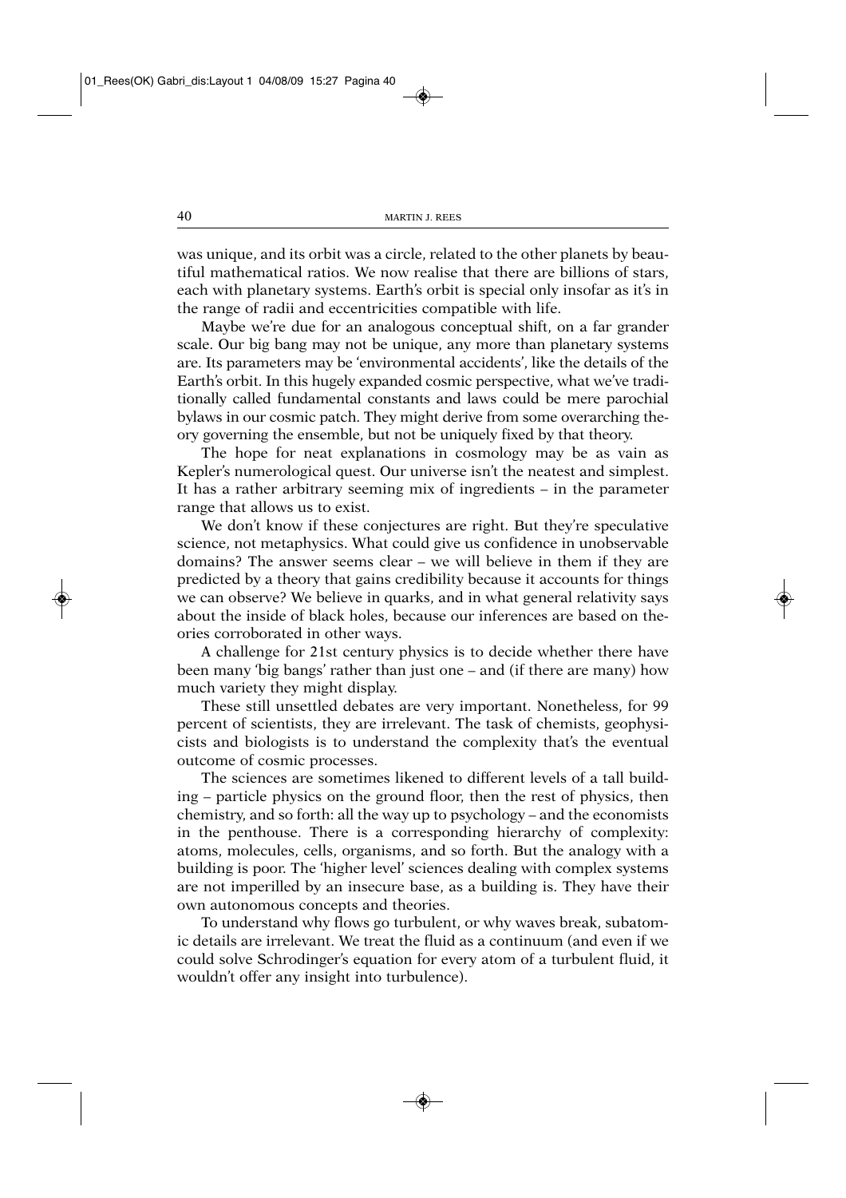was unique, and its orbit was a circle, related to the other planets by beautiful mathematical ratios. We now realise that there are billions of stars, each with planetary systems. Earth's orbit is special only insofar as it's in the range of radii and eccentricities compatible with life.

Maybe we're due for an analogous conceptual shift, on a far grander scale. Our big bang may not be unique, any more than planetary systems are. Its parameters may be 'environmental accidents', like the details of the Earth's orbit. In this hugely expanded cosmic perspective, what we've traditionally called fundamental constants and laws could be mere parochial bylaws in our cosmic patch. They might derive from some overarching theory governing the ensemble, but not be uniquely fixed by that theory.

The hope for neat explanations in cosmology may be as vain as Kepler's numerological quest. Our universe isn't the neatest and simplest. It has a rather arbitrary seeming mix of ingredients – in the parameter range that allows us to exist.

We don't know if these conjectures are right. But they're speculative science, not metaphysics. What could give us confidence in unobservable domains? The answer seems clear – we will believe in them if they are predicted by a theory that gains credibility because it accounts for things we can observe? We believe in quarks, and in what general relativity says about the inside of black holes, because our inferences are based on theories corroborated in other ways.

A challenge for 21st century physics is to decide whether there have been many 'big bangs' rather than just one – and (if there are many) how much variety they might display.

These still unsettled debates are very important. Nonetheless, for 99 percent of scientists, they are irrelevant. The task of chemists, geophysicists and biologists is to understand the complexity that's the eventual outcome of cosmic processes.

The sciences are sometimes likened to different levels of a tall building – particle physics on the ground floor, then the rest of physics, then chemistry, and so forth: all the way up to psychology – and the economists in the penthouse. There is a corresponding hierarchy of complexity: atoms, molecules, cells, organisms, and so forth. But the analogy with a building is poor. The 'higher level' sciences dealing with complex systems are not imperilled by an insecure base, as a building is. They have their own autonomous concepts and theories.

To understand why flows go turbulent, or why waves break, subatomic details are irrelevant. We treat the fluid as a continuum (and even if we could solve Schrodinger's equation for every atom of a turbulent fluid, it wouldn't offer any insight into turbulence).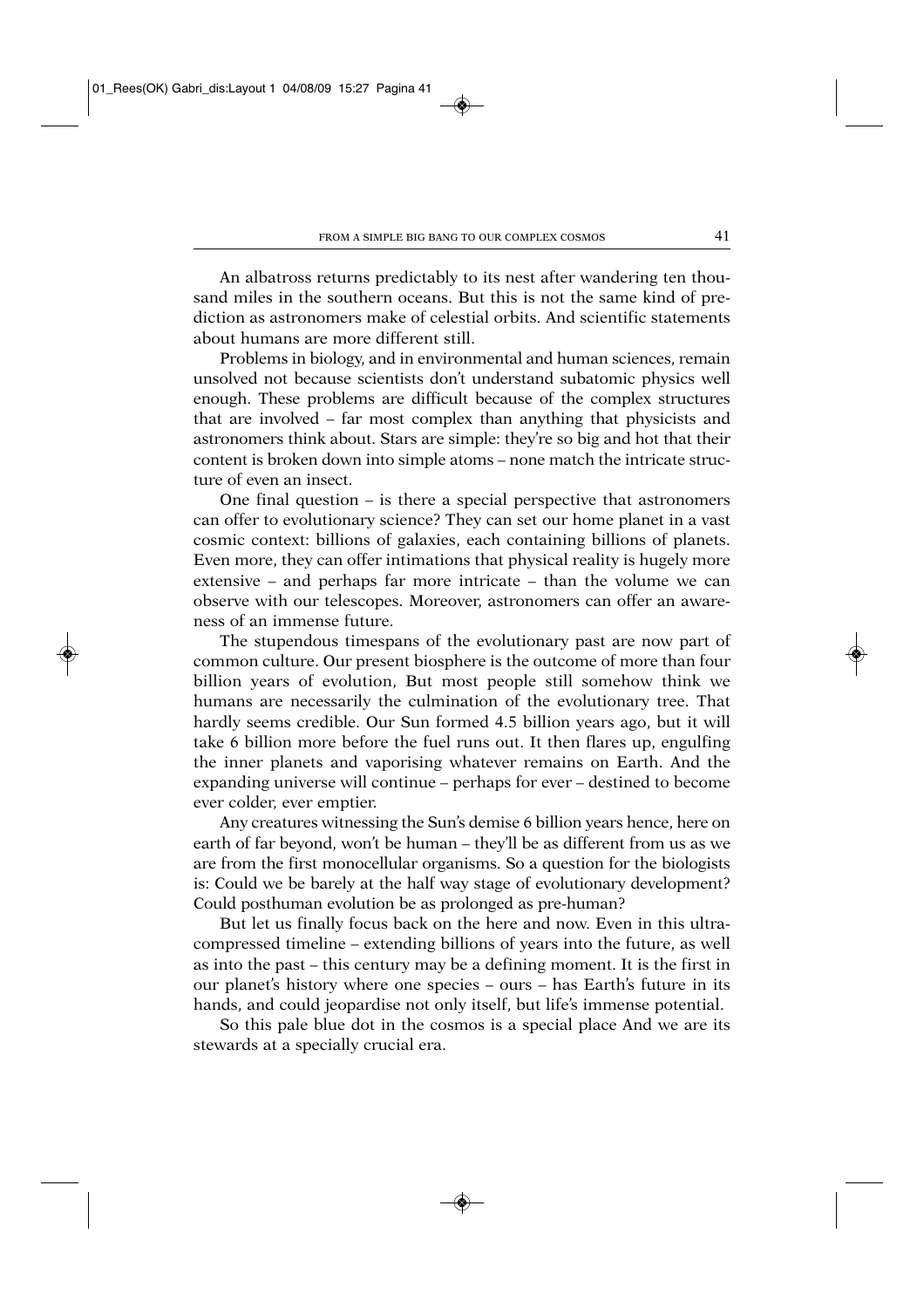An albatross returns predictably to its nest after wandering ten thousand miles in the southern oceans. But this is not the same kind of prediction as astronomers make of celestial orbits. And scientific statements about humans are more different still.

Problems in biology, and in environmental and human sciences, remain unsolved not because scientists don't understand subatomic physics well enough. These problems are difficult because of the complex structures that are involved – far most complex than anything that physicists and astronomers think about. Stars are simple: they're so big and hot that their content is broken down into simple atoms – none match the intricate structure of even an insect.

One final question – is there a special perspective that astronomers can offer to evolutionary science? They can set our home planet in a vast cosmic context: billions of galaxies, each containing billions of planets. Even more, they can offer intimations that physical reality is hugely more extensive – and perhaps far more intricate – than the volume we can observe with our telescopes. Moreover, astronomers can offer an awareness of an immense future.

The stupendous timespans of the evolutionary past are now part of common culture. Our present biosphere is the outcome of more than four billion years of evolution, But most people still somehow think we humans are necessarily the culmination of the evolutionary tree. That hardly seems credible. Our Sun formed 4.5 billion years ago, but it will take 6 billion more before the fuel runs out. It then flares up, engulfing the inner planets and vaporising whatever remains on Earth. And the expanding universe will continue – perhaps for ever – destined to become ever colder, ever emptier.

Any creatures witnessing the Sun's demise 6 billion years hence, here on earth of far beyond, won't be human – they'll be as different from us as we are from the first monocellular organisms. So a question for the biologists is: Could we be barely at the half way stage of evolutionary development? Could posthuman evolution be as prolonged as pre-human?

But let us finally focus back on the here and now. Even in this ultra-compressed timeline – extending billions of years into the future, as well as into the past – this century may be a defining moment. It is the first in our planet's history where one species – ours – has Earth's future in its hands, and could jeopardise not only itself, but life's immense potential.

So this pale blue dot in the cosmos is a special place And we are its stewards at a specially crucial era.